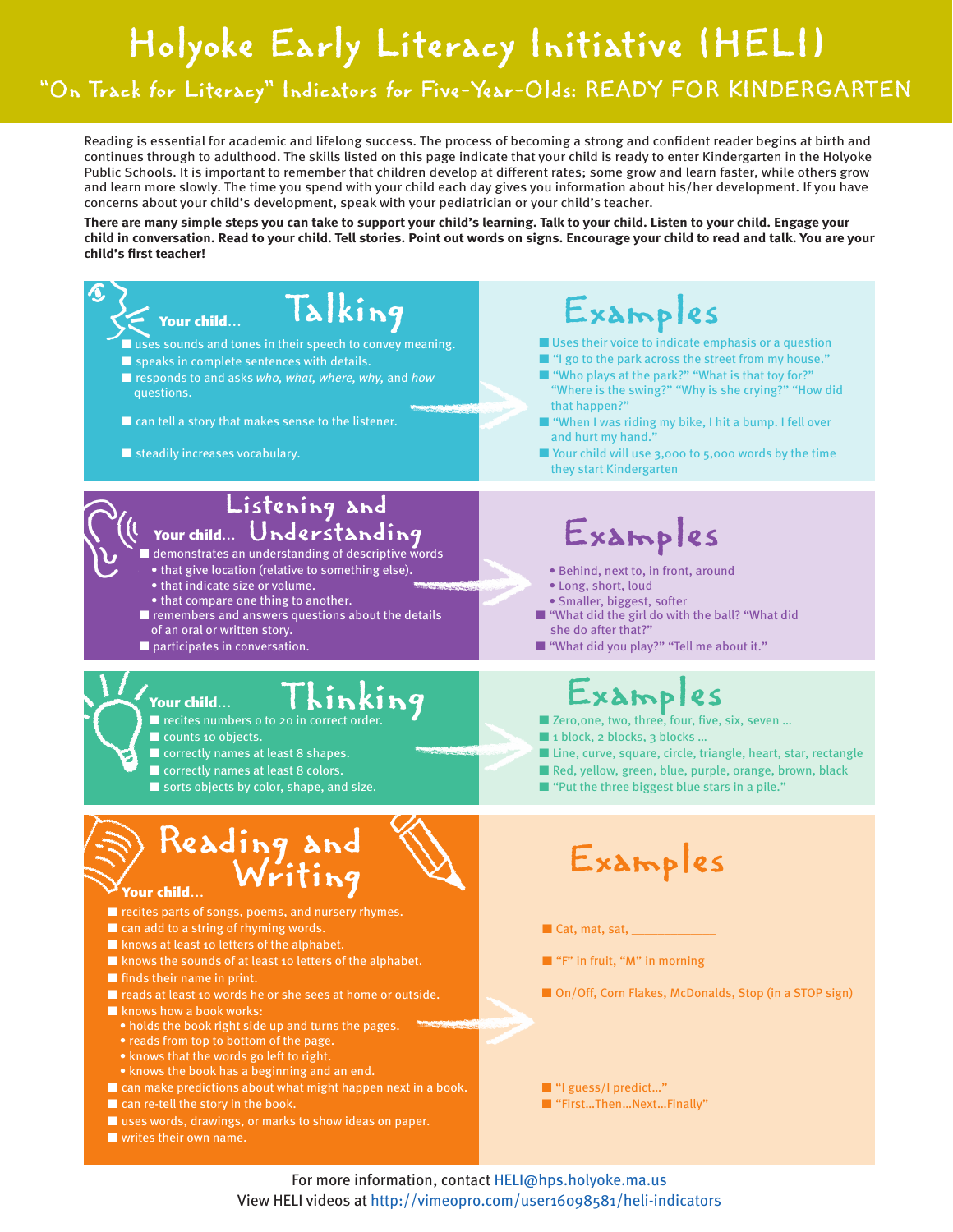# Holyoke Early Literacy Initiative (HELI)

## "On Track for Literacy" Indicators for Five-Year-Olds: READY FOR KINDERGARTEN

Reading is essential for academic and lifelong success. The process of becoming a strong and confident reader begins at birth and continues through to adulthood. The skills listed on this page indicate that your child is ready to enter Kindergarten in the Holyoke Public Schools. It is important to remember that children develop at different rates; some grow and learn faster, while others grow and learn more slowly. The time you spend with your child each day gives you information about his/her development. If you have concerns about your child's development, speak with your pediatrician or your child's teacher.

**There are many simple steps you can take to support your child's learning. Talk to your child. Listen to your child. Engage your child in conversation. Read to your child. Tell stories. Point out words on signs. Encourage your child to read and talk. You are your child's first teacher!**

### Talking

**Your child...**

- uses sounds and tones in their speech to convey meaning.
- speaks in complete sentences with details.
- responds to and asks *who, what, where, why,* and *how* questions.
- can tell a story that makes sense to the listener.
- steadily increases vocabulary.

**Examples**

- Uses their voice to indicate emphasis or a question
- "I go to the park across the street from my house."
- "Who plays at the park?" "What is that toy for?" "Where is the swing?" "Why is she crying?" "How did that happen?"
- "When I was riding my bike, I hit a bump. I fell over and hurt my hand."
- Your child will use 3,000 to 5,000 words by the time they start Kindergarten

### Listening and Understanding

**Your child...**

- demonstrates an understanding of descriptive words
  - that give location (relative to something else).
  - that indicate size or volume.
  - that compare one thing to another.
- remembers and answers questions about the details of an oral or written story.
- participates in conversation.

**Examples**

- Behind, next to, in front, around
- Long, short, loud
- Smaller, biggest, softer
- "What did the girl do with the ball? "What did she do after that?"
- "What did you play?" "Tell me about it."

### Thinking

**Your child...**

- recites numbers 0 to 20 in correct order.
- counts 10 objects.
- correctly names at least 8 shapes.
- correctly names at least 8 colors.
- sorts objects by color, shape, and size.

**Examples**

- Zero,one, two, three, four, five, six, seven ...
- 1 block, 2 blocks, 3 blocks ...
- Line, curve, square, circle, triangle, heart, star, rectangle
- Red, yellow, green, blue, purple, orange, brown, black
- "Put the three biggest blue stars in a pile."

### Reading and Writing

**Your child...**

- recites parts of songs, poems, and nursery rhymes.
- can add to a string of rhyming words.
- knows at least 10 letters of the alphabet.
- knows the sounds of at least 10 letters of the alphabet.
- finds their name in print.
- reads at least 10 words he or she sees at home or outside.
- knows how a book works:
  - holds the book right side up and turns the pages.
  - reads from top to bottom of the page.
  - knows that the words go left to right.
  - knows the book has a beginning and an end.
- can make predictions about what might happen next in a book.
- can re-tell the story in the book.
- uses words, drawings, or marks to show ideas on paper.
- writes their own name.

**Examples**

- Cat, mat, sat, ____________
- "F" in fruit, "M" in morning
- On/Off, Corn Flakes, McDonalds, Stop (in a STOP sign)
- "I guess/I predict..."
- "First...Then...Next...Finally"

For more information, contact HELI@hps.holyoke.ma.us
View HELI videos at http://vimeopro.com/user16098581/heli-indicators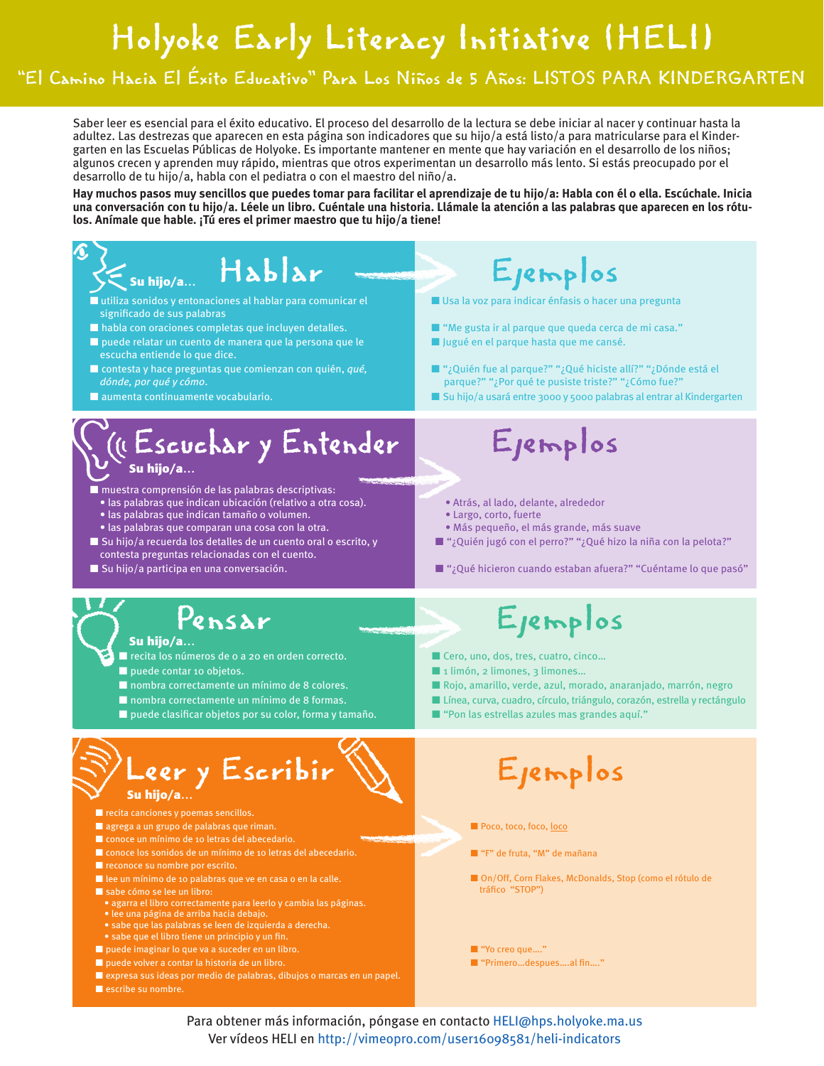# Holyoke Early Literacy Initiative (HELI)

## "El Camino Hacia El Éxito Educativo" Para Los Niños de 5 Años: LISTOS PARA KINDERGARTEN

Saber leer es esencial para el éxito educativo. El proceso del desarrollo de la lectura se debe iniciar al nacer y continuar hasta la adultez. Las destrezas que aparecen en esta página son indicadores que su hijo/a está listo/a para matricularse para el Kindergarten en las Escuelas Públicas de Holyoke. Es importante mantener en mente que hay variación en el desarrollo de los niños; algunos crecen y aprenden muy rápido, mientras que otros experimentan un desarrollo más lento. Si estás preocupado por el desarrollo de tu hijo/a, habla con el pediatra o con el maestro del niño/a.

**Hay muchos pasos muy sencillos que puedes tomar para facilitar el aprendizaje de tu hijo/a: Habla con él o ella. Escúchale. Inicia una conversación con tu hijo/a. Léele un libro. Cuéntale una historia. Llámale la atención a las palabras que aparecen en los rótulos. Anímale que hable. ¡Tú eres el primer maestro que tu hijo/a tiene!**

## Hablar

**Su hijo/a…**

- utiliza sonidos y entonaciones al hablar para comunicar el significado de sus palabras
- habla con oraciones completas que incluyen detalles.
- puede relatar un cuento de manera que la persona que le escucha entiende lo que dice.
- contesta y hace preguntas que comienzan con quién, *qué, dónde, por qué y cómo*.
- aumenta continuamente vocabulario.

### Ejemplos

- Usa la voz para indicar énfasis o hacer una pregunta
- "Me gusta ir al parque que queda cerca de mi casa."
- Jugué en el parque hasta que me cansé.
- "¿Quién fue al parque?" "¿Qué hiciste allí?" "¿Dónde está el parque?" "¿Por qué te pusiste triste?" "¿Cómo fue?"
- Su hijo/a usará entre 3000 y 5000 palabras al entrar al Kindergarten

## Escuchar y Entender

**Su hijo/a…**

- muestra comprensión de las palabras descriptivas:
  - las palabras que indican ubicación (relativo a otra cosa).
  - las palabras que indican tamaño o volumen.
  - las palabras que comparan una cosa con la otra.
- Su hijo/a recuerda los detalles de un cuento oral o escrito, y contesta preguntas relacionadas con el cuento.
- Su hijo/a participa en una conversación.

### Ejemplos

- Atrás, al lado, delante, alrededor
- Largo, corto, fuerte
- Más pequeño, el más grande, más suave
- "¿Quién jugó con el perro?" "¿Qué hizo la niña con la pelota?"
- "¿Qué hicieron cuando estaban afuera?" "Cuéntame lo que pasó"

## Pensar

**Su hijo/a…**

- recita los números de 0 a 20 en orden correcto.
- puede contar 10 objetos.
- nombra correctamente un mínimo de 8 colores.
- nombra correctamente un mínimo de 8 formas.
- puede clasificar objetos por su color, forma y tamaño.

### Ejemplos

- Cero, uno, dos, tres, cuatro, cinco…
- 1 limón, 2 limones, 3 limones…
- Rojo, amarillo, verde, azul, morado, anaranjado, marrón, negro
- Línea, curva, cuadro, círculo, triángulo, corazón, estrella y rectángulo
- "Pon las estrellas azules mas grandes aquí."

## Leer y Escribir

**Su hijo/a…**

- recita canciones y poemas sencillos.
- agrega a un grupo de palabras que riman.
- conoce un mínimo de 10 letras del abecedario.
- conoce los sonidos de un mínimo de 10 letras del abecedario.
- reconoce su nombre por escrito.
- lee un mínimo de 10 palabras que ve en casa o en la calle.
- sabe cómo se lee un libro:
  - agarra el libro correctamente para leerlo y cambia las páginas.
  - lee una página de arriba hacia debajo.
  - sabe que las palabras se leen de izquierda a derecha.
  - sabe que el libro tiene un principio y un fin.
- puede imaginar lo que va a suceder en un libro.
- puede volver a contar la historia de un libro.
- expresa sus ideas por medio de palabras, dibujos o marcas en un papel.
- escribe su nombre.

### Ejemplos

- Poco, toco, foco, loco
- "F" de fruta, "M" de mañana
- On/Off, Corn Flakes, McDonalds, Stop (como el rótulo de tráfico "STOP")
- "Yo creo que…."
- "Primero…despues….al fin…."

Para obtener más información, póngase en contacto HELI@hps.holyoke.ma.us

Ver vídeos HELI en http://vimeopro.com/user16098581/heli-indicators